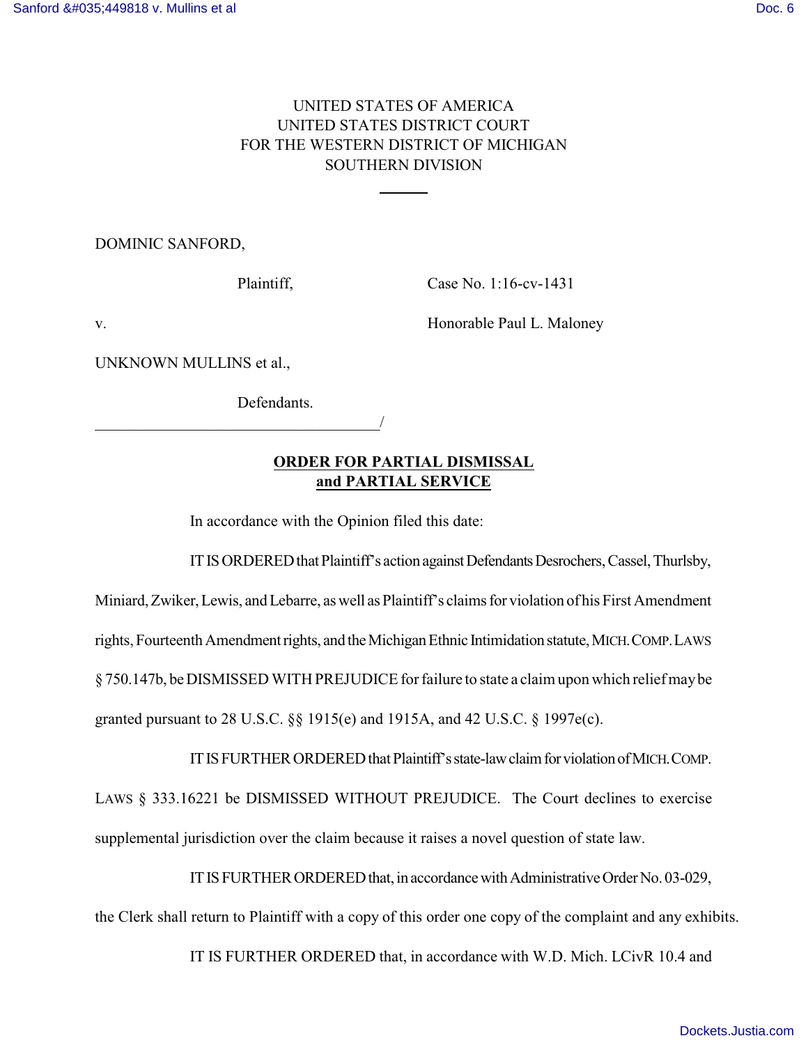UNITED STATES OF AMERICA
UNITED STATES DISTRICT COURT
FOR THE WESTERN DISTRICT OF MICHIGAN
SOUTHERN DIVISION

DOMINIC SANFORD,

Plaintiff,

Case No. 1:16-cv-1431

v.

Honorable Paul L. Maloney

UNKNOWN MULLINS et al.,

Defendants.

______________________________________/

**ORDER FOR PARTIAL DISMISSAL and PARTIAL SERVICE**

In accordance with the Opinion filed this date:

IT IS ORDERED that Plaintiff's action against Defendants Desrochers, Cassel, Thurlsby, Miniard, Zwiker, Lewis, and Lebarre, as well as Plaintiff's claims for violation of his First Amendment rights, Fourteenth Amendment rights, and the Michigan Ethnic Intimidation statute, MICH. COMP. LAWS § 750.147b, be DISMISSED WITH PREJUDICE for failure to state a claim upon which relief may be granted pursuant to 28 U.S.C. §§ 1915(e) and 1915A, and 42 U.S.C. § 1997e(c).

IT IS FURTHER ORDERED that Plaintiff's state-law claim for violation of MICH. COMP. LAWS § 333.16221 be DISMISSED WITHOUT PREJUDICE. The Court declines to exercise supplemental jurisdiction over the claim because it raises a novel question of state law.

IT IS FURTHER ORDERED that, in accordance with Administrative Order No. 03-029, the Clerk shall return to Plaintiff with a copy of this order one copy of the complaint and any exhibits.

IT IS FURTHER ORDERED that, in accordance with W.D. Mich. LCivR 10.4 and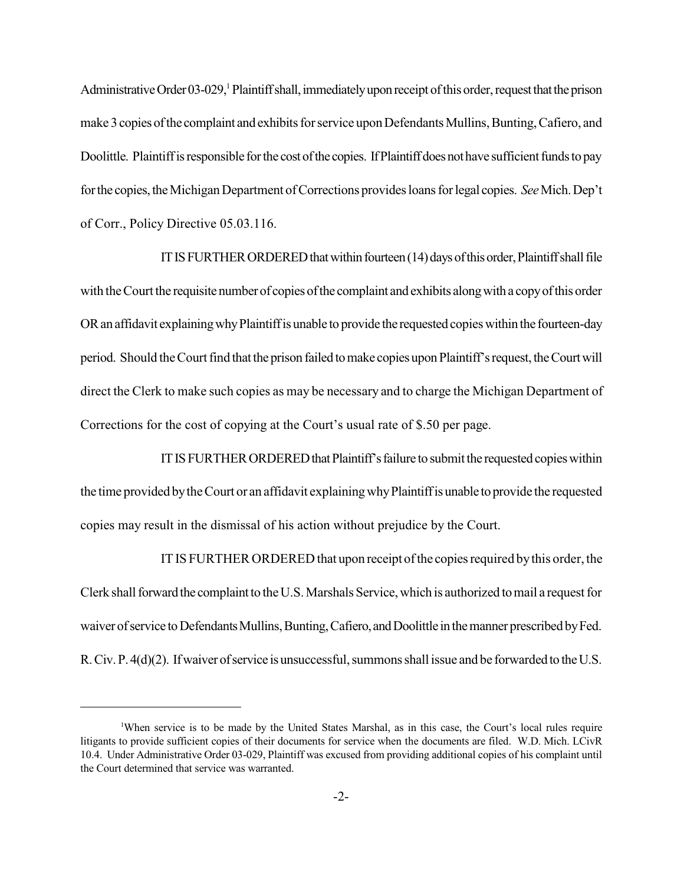Administrative Order 03-029,[1] Plaintiff shall, immediately upon receipt of this order, request that the prison make 3 copies of the complaint and exhibits for service upon Defendants Mullins, Bunting, Cafiero, and Doolittle. Plaintiff is responsible for the cost of the copies. If Plaintiff does not have sufficient funds to pay for the copies, the Michigan Department of Corrections provides loans for legal copies. *See* Mich. Dep't of Corr., Policy Directive 05.03.116.

IT IS FURTHER ORDERED that within fourteen (14) days of this order, Plaintiff shall file with the Court the requisite number of copies of the complaint and exhibits along with a copy of this order OR an affidavit explaining why Plaintiff is unable to provide the requested copies within the fourteen-day period. Should the Court find that the prison failed to make copies upon Plaintiff's request, the Court will direct the Clerk to make such copies as may be necessary and to charge the Michigan Department of Corrections for the cost of copying at the Court's usual rate of $.50 per page.

IT IS FURTHER ORDERED that Plaintiff's failure to submit the requested copies within the time provided by the Court or an affidavit explaining why Plaintiff is unable to provide the requested copies may result in the dismissal of his action without prejudice by the Court.

IT IS FURTHER ORDERED that upon receipt of the copies required by this order, the Clerk shall forward the complaint to the U.S. Marshals Service, which is authorized to mail a request for waiver of service to Defendants Mullins, Bunting, Cafiero, and Doolittle in the manner prescribed by Fed. R. Civ. P. 4(d)(2). If waiver of service is unsuccessful, summons shall issue and be forwarded to the U.S.

---

[1] When service is to be made by the United States Marshal, as in this case, the Court's local rules require litigants to provide sufficient copies of their documents for service when the documents are filed. W.D. Mich. LCivR 10.4. Under Administrative Order 03-029, Plaintiff was excused from providing additional copies of his complaint until the Court determined that service was warranted.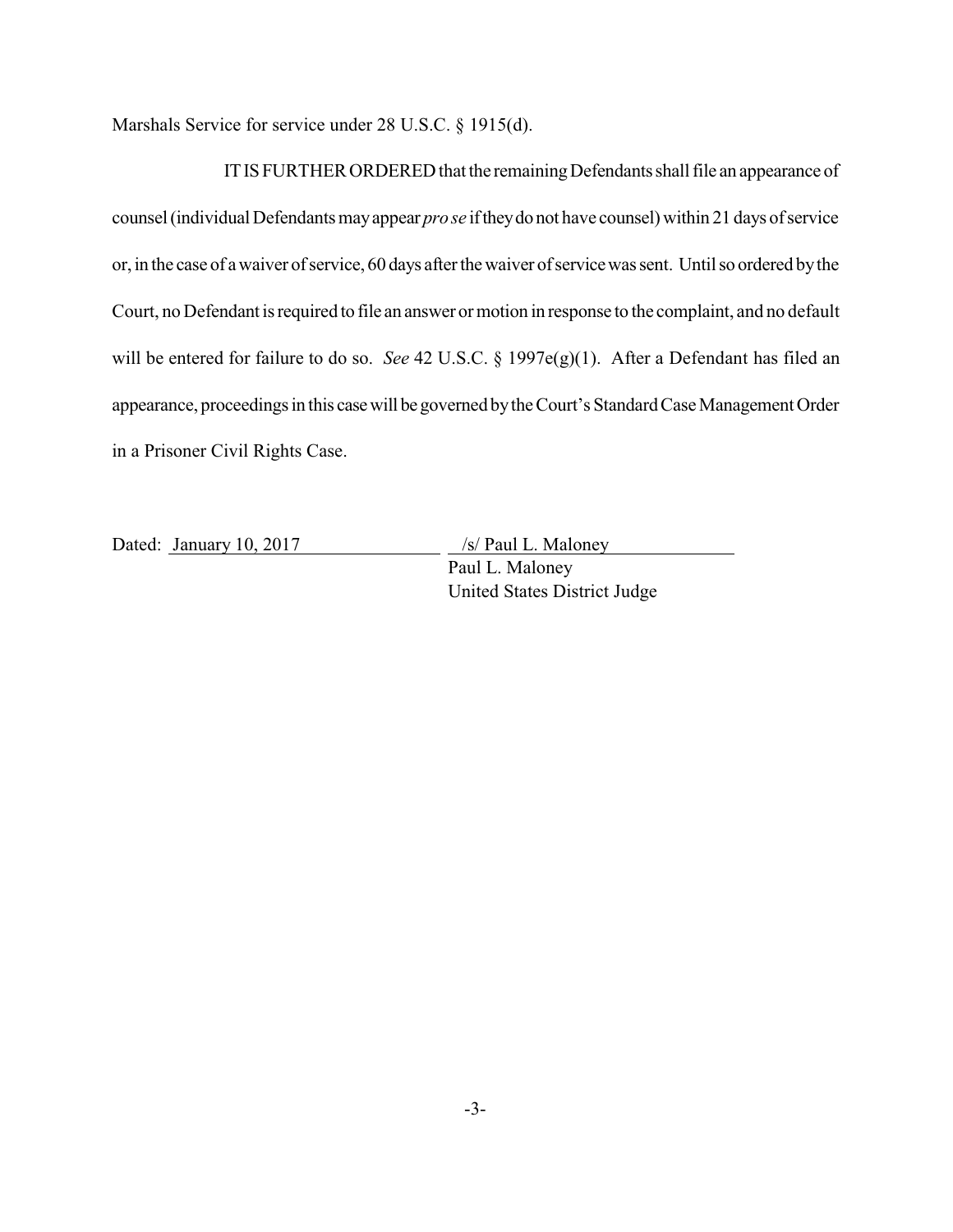Marshals Service for service under 28 U.S.C. § 1915(d).

IT IS FURTHER ORDERED that the remaining Defendants shall file an appearance of counsel (individual Defendants may appear *pro se* if they do not have counsel) within 21 days of service or, in the case of a waiver of service, 60 days after the waiver of service was sent. Until so ordered by the Court, no Defendant is required to file an answer or motion in response to the complaint, and no default will be entered for failure to do so. *See* 42 U.S.C. § 1997e(g)(1). After a Defendant has filed an appearance, proceedings in this case will be governed by the Court's Standard Case Management Order in a Prisoner Civil Rights Case.

Dated: January 10, 2017

/s/ Paul L. Maloney
Paul L. Maloney
United States District Judge